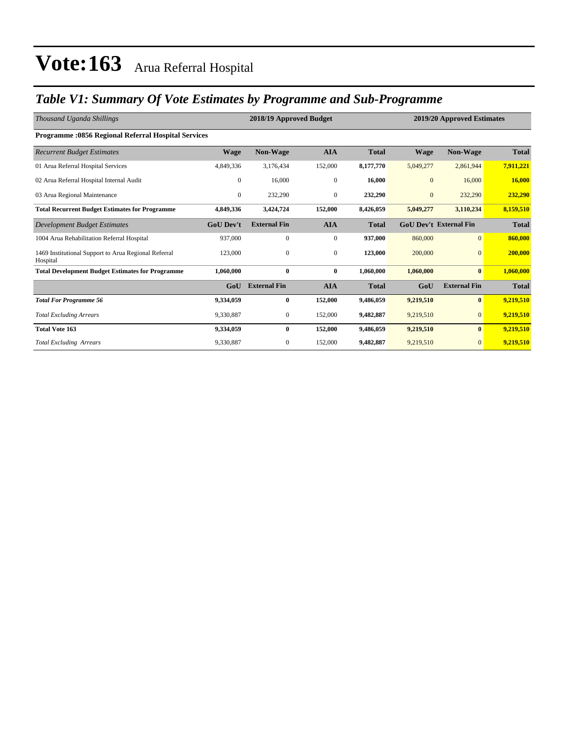# Vote:163 Arua Referral Hospital

## *Table V1: Summary Of Vote Estimates by Programme and Sub-Programme*

| *Thousand Uganda Shillings* | 2018/19 Approved Budget | | | | 2019/20 Approved Estimates | | |
|---|---|---|---|---|---|---|---|
| **Programme :0856 Regional Referral Hospital Services** | | | | | | | |
| *Recurrent Budget Estimates* | **Wage** | **Non-Wage** | **AIA** | **Total** | **Wage** | **Non-Wage** | **Total** |
| 01 Arua Referral Hospital Services | 4,849,336 | 3,176,434 | 152,000 | **8,177,770** | 5,049,277 | 2,861,944 | **7,911,221** |
| 02 Arua Referral Hospital Internal Audit | 0 | 16,000 | 0 | **16,000** | 0 | 16,000 | **16,000** |
| 03 Arua Regional Maintenance | 0 | 232,290 | 0 | **232,290** | 0 | 232,290 | **232,290** |
| **Total Recurrent Budget Estimates for Programme** | **4,849,336** | **3,424,724** | **152,000** | **8,426,059** | **5,049,277** | **3,110,234** | **8,159,510** |
| *Development Budget Estimates* | **GoU Dev't** | **External Fin** | **AIA** | **Total** | **GoU Dev't** | **External Fin** | **Total** |
| 1004 Arua Rehabilitation Referral Hospital | 937,000 | 0 | 0 | **937,000** | 860,000 | 0 | **860,000** |
| 1469 Institutional Support to Arua Regional Referral Hospital | 123,000 | 0 | 0 | **123,000** | 200,000 | 0 | **200,000** |
| **Total Development Budget Estimates for Programme** | **1,060,000** | **0** | **0** | **1,060,000** | **1,060,000** | **0** | **1,060,000** |
| | **GoU** | **External Fin** | **AIA** | **Total** | **GoU** | **External Fin** | **Total** |
| ***Total For Programme 56*** | **9,334,059** | **0** | **152,000** | **9,486,059** | **9,219,510** | **0** | **9,219,510** |
| *Total Excluding Arrears* | 9,330,887 | 0 | 152,000 | **9,482,887** | 9,219,510 | 0 | **9,219,510** |
| **Total Vote 163** | **9,334,059** | **0** | **152,000** | **9,486,059** | **9,219,510** | **0** | **9,219,510** |
| *Total Excluding Arrears* | 9,330,887 | 0 | 152,000 | **9,482,887** | 9,219,510 | 0 | **9,219,510** |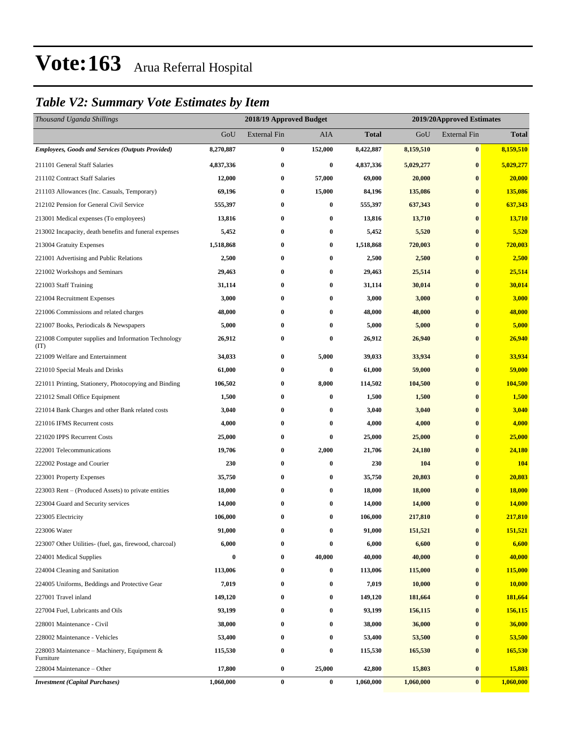# Vote:163 Arua Referral Hospital

## *Table V2: Summary Vote Estimates by Item*

| *Thousand Uganda Shillings* | 2018/19 Approved Budget | | | | 2019/20Approved Estimates | | |
|---|---|---|---|---|---|---|---|
| | GoU | External Fin | AIA | **Total** | GoU | External Fin | **Total** |
| ***Employees, Goods and Services (Outputs Provided)*** | **8,270,887** | **0** | **152,000** | **8,422,887** | **8,159,510** | **0** | **8,159,510** |
| 211101 General Staff Salaries | **4,837,336** | **0** | **0** | **4,837,336** | **5,029,277** | **0** | **5,029,277** |
| 211102 Contract Staff Salaries | **12,000** | **0** | **57,000** | **69,000** | **20,000** | **0** | **20,000** |
| 211103 Allowances (Inc. Casuals, Temporary) | **69,196** | **0** | **15,000** | **84,196** | **135,086** | **0** | **135,086** |
| 212102 Pension for General Civil Service | **555,397** | **0** | **0** | **555,397** | **637,343** | **0** | **637,343** |
| 213001 Medical expenses (To employees) | **13,816** | **0** | **0** | **13,816** | **13,710** | **0** | **13,710** |
| 213002 Incapacity, death benefits and funeral expenses | **5,452** | **0** | **0** | **5,452** | **5,520** | **0** | **5,520** |
| 213004 Gratuity Expenses | **1,518,868** | **0** | **0** | **1,518,868** | **720,003** | **0** | **720,003** |
| 221001 Advertising and Public Relations | **2,500** | **0** | **0** | **2,500** | **2,500** | **0** | **2,500** |
| 221002 Workshops and Seminars | **29,463** | **0** | **0** | **29,463** | **25,514** | **0** | **25,514** |
| 221003 Staff Training | **31,114** | **0** | **0** | **31,114** | **30,014** | **0** | **30,014** |
| 221004 Recruitment Expenses | **3,000** | **0** | **0** | **3,000** | **3,000** | **0** | **3,000** |
| 221006 Commissions and related charges | **48,000** | **0** | **0** | **48,000** | **48,000** | **0** | **48,000** |
| 221007 Books, Periodicals & Newspapers | **5,000** | **0** | **0** | **5,000** | **5,000** | **0** | **5,000** |
| 221008 Computer supplies and Information Technology (IT) | **26,912** | **0** | **0** | **26,912** | **26,940** | **0** | **26,940** |
| 221009 Welfare and Entertainment | **34,033** | **0** | **5,000** | **39,033** | **33,934** | **0** | **33,934** |
| 221010 Special Meals and Drinks | **61,000** | **0** | **0** | **61,000** | **59,000** | **0** | **59,000** |
| 221011 Printing, Stationery, Photocopying and Binding | **106,502** | **0** | **8,000** | **114,502** | **104,500** | **0** | **104,500** |
| 221012 Small Office Equipment | **1,500** | **0** | **0** | **1,500** | **1,500** | **0** | **1,500** |
| 221014 Bank Charges and other Bank related costs | **3,040** | **0** | **0** | **3,040** | **3,040** | **0** | **3,040** |
| 221016 IFMS Recurrent costs | **4,000** | **0** | **0** | **4,000** | **4,000** | **0** | **4,000** |
| 221020 IPPS Recurrent Costs | **25,000** | **0** | **0** | **25,000** | **25,000** | **0** | **25,000** |
| 222001 Telecommunications | **19,706** | **0** | **2,000** | **21,706** | **24,180** | **0** | **24,180** |
| 222002 Postage and Courier | **230** | **0** | **0** | **230** | **104** | **0** | **104** |
| 223001 Property Expenses | **35,750** | **0** | **0** | **35,750** | **20,803** | **0** | **20,803** |
| 223003 Rent – (Produced Assets) to private entities | **18,000** | **0** | **0** | **18,000** | **18,000** | **0** | **18,000** |
| 223004 Guard and Security services | **14,000** | **0** | **0** | **14,000** | **14,000** | **0** | **14,000** |
| 223005 Electricity | **106,000** | **0** | **0** | **106,000** | **217,810** | **0** | **217,810** |
| 223006 Water | **91,000** | **0** | **0** | **91,000** | **151,521** | **0** | **151,521** |
| 223007 Other Utilities- (fuel, gas, firewood, charcoal) | **6,000** | **0** | **0** | **6,000** | **6,600** | **0** | **6,600** |
| 224001 Medical Supplies | **0** | **0** | **40,000** | **40,000** | **40,000** | **0** | **40,000** |
| 224004 Cleaning and Sanitation | **113,006** | **0** | **0** | **113,006** | **115,000** | **0** | **115,000** |
| 224005 Uniforms, Beddings and Protective Gear | **7,019** | **0** | **0** | **7,019** | **10,000** | **0** | **10,000** |
| 227001 Travel inland | **149,120** | **0** | **0** | **149,120** | **181,664** | **0** | **181,664** |
| 227004 Fuel, Lubricants and Oils | **93,199** | **0** | **0** | **93,199** | **156,115** | **0** | **156,115** |
| 228001 Maintenance - Civil | **38,000** | **0** | **0** | **38,000** | **36,000** | **0** | **36,000** |
| 228002 Maintenance - Vehicles | **53,400** | **0** | **0** | **53,400** | **53,500** | **0** | **53,500** |
| 228003 Maintenance – Machinery, Equipment & Furniture | **115,530** | **0** | **0** | **115,530** | **165,530** | **0** | **165,530** |
| 228004 Maintenance – Other | **17,800** | **0** | **25,000** | **42,800** | **15,803** | **0** | **15,803** |
| ***Investment (Capital Purchases)*** | **1,060,000** | **0** | **0** | **1,060,000** | **1,060,000** | **0** | **1,060,000** |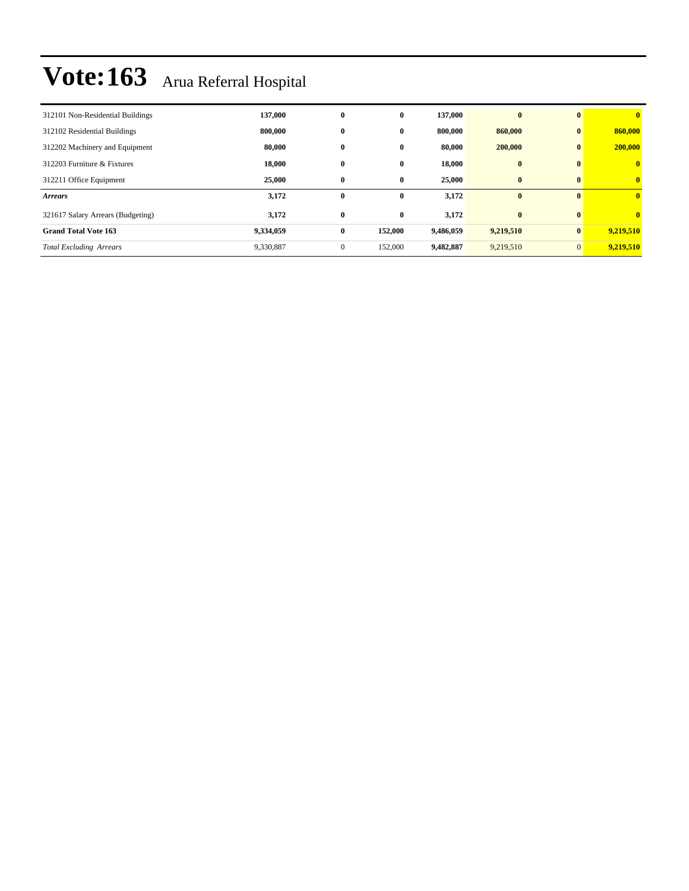# Vote:163 Arua Referral Hospital

| | | | | | | | |
|---|---|---|---|---|---|---|---|
| 312101 Non-Residential Buildings | **137,000** | **0** | **0** | **137,000** | **0** | **0** | **0** |
| 312102 Residential Buildings | **800,000** | **0** | **0** | **800,000** | **860,000** | **0** | **860,000** |
| 312202 Machinery and Equipment | **80,000** | **0** | **0** | **80,000** | **200,000** | **0** | **200,000** |
| 312203 Furniture & Fixtures | **18,000** | **0** | **0** | **18,000** | **0** | **0** | **0** |
| 312211 Office Equipment | **25,000** | **0** | **0** | **25,000** | **0** | **0** | **0** |
| ***Arrears*** | **3,172** | **0** | **0** | **3,172** | **0** | **0** | **0** |
| 321617 Salary Arrears (Budgeting) | **3,172** | **0** | **0** | **3,172** | **0** | **0** | **0** |
| **Grand Total Vote 163** | **9,334,059** | **0** | **152,000** | **9,486,059** | **9,219,510** | **0** | **9,219,510** |
| *Total Excluding Arrears* | 9,330,887 | 0 | 152,000 | **9,482,887** | 9,219,510 | 0 | **9,219,510** |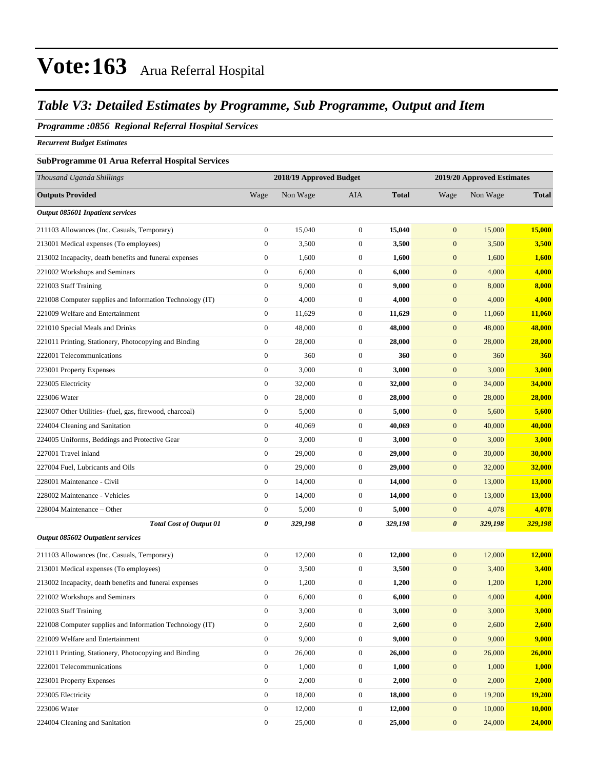# Vote:163 Arua Referral Hospital

## *Table V3: Detailed Estimates by Programme, Sub Programme, Output and Item*

### *Programme :0856 Regional Referral Hospital Services*

***Recurrent Budget Estimates***

**SubProgramme 01 Arua Referral Hospital Services**

| *Thousand Uganda Shillings* | 2018/19 Approved Budget | | | | 2019/20 Approved Estimates | | |
|---|---|---|---|---|---|---|---|
| **Outputs Provided** | Wage | Non Wage | AIA | **Total** | Wage | Non Wage | **Total** |
| ***Output 085601 Inpatient services*** | | | | | | | |
| 211103 Allowances (Inc. Casuals, Temporary) | 0 | 15,040 | 0 | **15,040** | 0 | 15,000 | **15,000** |
| 213001 Medical expenses (To employees) | 0 | 3,500 | 0 | **3,500** | 0 | 3,500 | **3,500** |
| 213002 Incapacity, death benefits and funeral expenses | 0 | 1,600 | 0 | **1,600** | 0 | 1,600 | **1,600** |
| 221002 Workshops and Seminars | 0 | 6,000 | 0 | **6,000** | 0 | 4,000 | **4,000** |
| 221003 Staff Training | 0 | 9,000 | 0 | **9,000** | 0 | 8,000 | **8,000** |
| 221008 Computer supplies and Information Technology (IT) | 0 | 4,000 | 0 | **4,000** | 0 | 4,000 | **4,000** |
| 221009 Welfare and Entertainment | 0 | 11,629 | 0 | **11,629** | 0 | 11,060 | **11,060** |
| 221010 Special Meals and Drinks | 0 | 48,000 | 0 | **48,000** | 0 | 48,000 | **48,000** |
| 221011 Printing, Stationery, Photocopying and Binding | 0 | 28,000 | 0 | **28,000** | 0 | 28,000 | **28,000** |
| 222001 Telecommunications | 0 | 360 | 0 | **360** | 0 | 360 | **360** |
| 223001 Property Expenses | 0 | 3,000 | 0 | **3,000** | 0 | 3,000 | **3,000** |
| 223005 Electricity | 0 | 32,000 | 0 | **32,000** | 0 | 34,000 | **34,000** |
| 223006 Water | 0 | 28,000 | 0 | **28,000** | 0 | 28,000 | **28,000** |
| 223007 Other Utilities- (fuel, gas, firewood, charcoal) | 0 | 5,000 | 0 | **5,000** | 0 | 5,600 | **5,600** |
| 224004 Cleaning and Sanitation | 0 | 40,069 | 0 | **40,069** | 0 | 40,000 | **40,000** |
| 224005 Uniforms, Beddings and Protective Gear | 0 | 3,000 | 0 | **3,000** | 0 | 3,000 | **3,000** |
| 227001 Travel inland | 0 | 29,000 | 0 | **29,000** | 0 | 30,000 | **30,000** |
| 227004 Fuel, Lubricants and Oils | 0 | 29,000 | 0 | **29,000** | 0 | 32,000 | **32,000** |
| 228001 Maintenance - Civil | 0 | 14,000 | 0 | **14,000** | 0 | 13,000 | **13,000** |
| 228002 Maintenance - Vehicles | 0 | 14,000 | 0 | **14,000** | 0 | 13,000 | **13,000** |
| 228004 Maintenance – Other | 0 | 5,000 | 0 | **5,000** | 0 | 4,078 | **4,078** |
| ***Total Cost of Output 01*** | ***0*** | ***329,198*** | ***0*** | ***329,198*** | ***0*** | ***329,198*** | ***329,198*** |
| ***Output 085602 Outpatient services*** | | | | | | | |
| 211103 Allowances (Inc. Casuals, Temporary) | 0 | 12,000 | 0 | **12,000** | 0 | 12,000 | **12,000** |
| 213001 Medical expenses (To employees) | 0 | 3,500 | 0 | **3,500** | 0 | 3,400 | **3,400** |
| 213002 Incapacity, death benefits and funeral expenses | 0 | 1,200 | 0 | **1,200** | 0 | 1,200 | **1,200** |
| 221002 Workshops and Seminars | 0 | 6,000 | 0 | **6,000** | 0 | 4,000 | **4,000** |
| 221003 Staff Training | 0 | 3,000 | 0 | **3,000** | 0 | 3,000 | **3,000** |
| 221008 Computer supplies and Information Technology (IT) | 0 | 2,600 | 0 | **2,600** | 0 | 2,600 | **2,600** |
| 221009 Welfare and Entertainment | 0 | 9,000 | 0 | **9,000** | 0 | 9,000 | **9,000** |
| 221011 Printing, Stationery, Photocopying and Binding | 0 | 26,000 | 0 | **26,000** | 0 | 26,000 | **26,000** |
| 222001 Telecommunications | 0 | 1,000 | 0 | **1,000** | 0 | 1,000 | **1,000** |
| 223001 Property Expenses | 0 | 2,000 | 0 | **2,000** | 0 | 2,000 | **2,000** |
| 223005 Electricity | 0 | 18,000 | 0 | **18,000** | 0 | 19,200 | **19,200** |
| 223006 Water | 0 | 12,000 | 0 | **12,000** | 0 | 10,000 | **10,000** |
| 224004 Cleaning and Sanitation | 0 | 25,000 | 0 | **25,000** | 0 | 24,000 | **24,000** |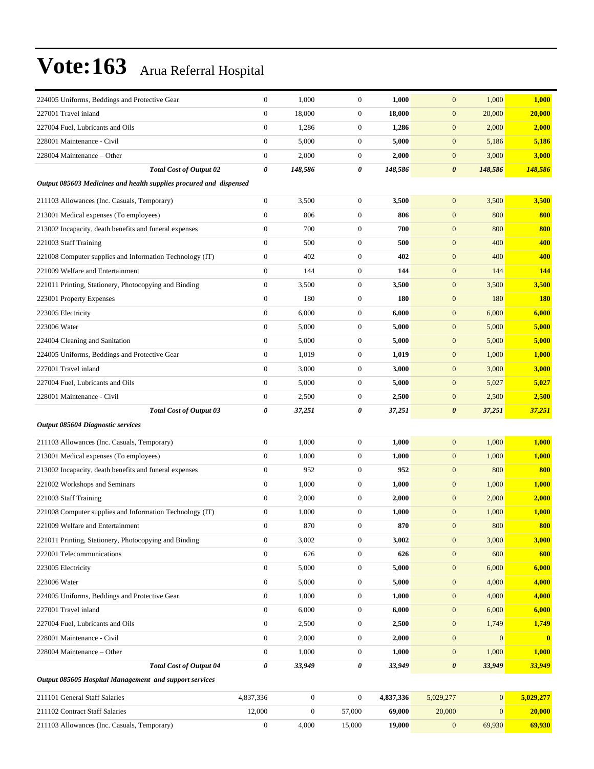# Vote:163 Arua Referral Hospital

| | | | | | | | |
|---|---|---|---|---|---|---|---|
| 224005 Uniforms, Beddings and Protective Gear | 0 | 1,000 | 0 | **1,000** | 0 | 1,000 | **1,000** |
| 227001 Travel inland | 0 | 18,000 | 0 | **18,000** | 0 | 20,000 | **20,000** |
| 227004 Fuel, Lubricants and Oils | 0 | 1,286 | 0 | **1,286** | 0 | 2,000 | **2,000** |
| 228001 Maintenance - Civil | 0 | 5,000 | 0 | **5,000** | 0 | 5,186 | **5,186** |
| 228004 Maintenance – Other | 0 | 2,000 | 0 | **2,000** | 0 | 3,000 | **3,000** |
| ***Total Cost of Output 02*** | ***0*** | ***148,586*** | ***0*** | ***148,586*** | ***0*** | ***148,586*** | ***148,586*** |
| ***Output 085603 Medicines and health supplies procured and dispensed*** | | | | | | | |
| 211103 Allowances (Inc. Casuals, Temporary) | 0 | 3,500 | 0 | **3,500** | 0 | 3,500 | **3,500** |
| 213001 Medical expenses (To employees) | 0 | 806 | 0 | **806** | 0 | 800 | **800** |
| 213002 Incapacity, death benefits and funeral expenses | 0 | 700 | 0 | **700** | 0 | 800 | **800** |
| 221003 Staff Training | 0 | 500 | 0 | **500** | 0 | 400 | **400** |
| 221008 Computer supplies and Information Technology (IT) | 0 | 402 | 0 | **402** | 0 | 400 | **400** |
| 221009 Welfare and Entertainment | 0 | 144 | 0 | **144** | 0 | 144 | **144** |
| 221011 Printing, Stationery, Photocopying and Binding | 0 | 3,500 | 0 | **3,500** | 0 | 3,500 | **3,500** |
| 223001 Property Expenses | 0 | 180 | 0 | **180** | 0 | 180 | **180** |
| 223005 Electricity | 0 | 6,000 | 0 | **6,000** | 0 | 6,000 | **6,000** |
| 223006 Water | 0 | 5,000 | 0 | **5,000** | 0 | 5,000 | **5,000** |
| 224004 Cleaning and Sanitation | 0 | 5,000 | 0 | **5,000** | 0 | 5,000 | **5,000** |
| 224005 Uniforms, Beddings and Protective Gear | 0 | 1,019 | 0 | **1,019** | 0 | 1,000 | **1,000** |
| 227001 Travel inland | 0 | 3,000 | 0 | **3,000** | 0 | 3,000 | **3,000** |
| 227004 Fuel, Lubricants and Oils | 0 | 5,000 | 0 | **5,000** | 0 | 5,027 | **5,027** |
| 228001 Maintenance - Civil | 0 | 2,500 | 0 | **2,500** | 0 | 2,500 | **2,500** |
| ***Total Cost of Output 03*** | ***0*** | ***37,251*** | ***0*** | ***37,251*** | ***0*** | ***37,251*** | ***37,251*** |
| ***Output 085604 Diagnostic services*** | | | | | | | |
| 211103 Allowances (Inc. Casuals, Temporary) | 0 | 1,000 | 0 | **1,000** | 0 | 1,000 | **1,000** |
| 213001 Medical expenses (To employees) | 0 | 1,000 | 0 | **1,000** | 0 | 1,000 | **1,000** |
| 213002 Incapacity, death benefits and funeral expenses | 0 | 952 | 0 | **952** | 0 | 800 | **800** |
| 221002 Workshops and Seminars | 0 | 1,000 | 0 | **1,000** | 0 | 1,000 | **1,000** |
| 221003 Staff Training | 0 | 2,000 | 0 | **2,000** | 0 | 2,000 | **2,000** |
| 221008 Computer supplies and Information Technology (IT) | 0 | 1,000 | 0 | **1,000** | 0 | 1,000 | **1,000** |
| 221009 Welfare and Entertainment | 0 | 870 | 0 | **870** | 0 | 800 | **800** |
| 221011 Printing, Stationery, Photocopying and Binding | 0 | 3,002 | 0 | **3,002** | 0 | 3,000 | **3,000** |
| 222001 Telecommunications | 0 | 626 | 0 | **626** | 0 | 600 | **600** |
| 223005 Electricity | 0 | 5,000 | 0 | **5,000** | 0 | 6,000 | **6,000** |
| 223006 Water | 0 | 5,000 | 0 | **5,000** | 0 | 4,000 | **4,000** |
| 224005 Uniforms, Beddings and Protective Gear | 0 | 1,000 | 0 | **1,000** | 0 | 4,000 | **4,000** |
| 227001 Travel inland | 0 | 6,000 | 0 | **6,000** | 0 | 6,000 | **6,000** |
| 227004 Fuel, Lubricants and Oils | 0 | 2,500 | 0 | **2,500** | 0 | 1,749 | **1,749** |
| 228001 Maintenance - Civil | 0 | 2,000 | 0 | **2,000** | 0 | 0 | **0** |
| 228004 Maintenance – Other | 0 | 1,000 | 0 | **1,000** | 0 | 1,000 | **1,000** |
| ***Total Cost of Output 04*** | ***0*** | ***33,949*** | ***0*** | ***33,949*** | ***0*** | ***33,949*** | ***33,949*** |
| ***Output 085605 Hospital Management and support services*** | | | | | | | |
| 211101 General Staff Salaries | 4,837,336 | 0 | 0 | **4,837,336** | 5,029,277 | 0 | **5,029,277** |
| 211102 Contract Staff Salaries | 12,000 | 0 | 57,000 | **69,000** | 20,000 | 0 | **20,000** |
| 211103 Allowances (Inc. Casuals, Temporary) | 0 | 4,000 | 15,000 | **19,000** | 0 | 69,930 | **69,930** |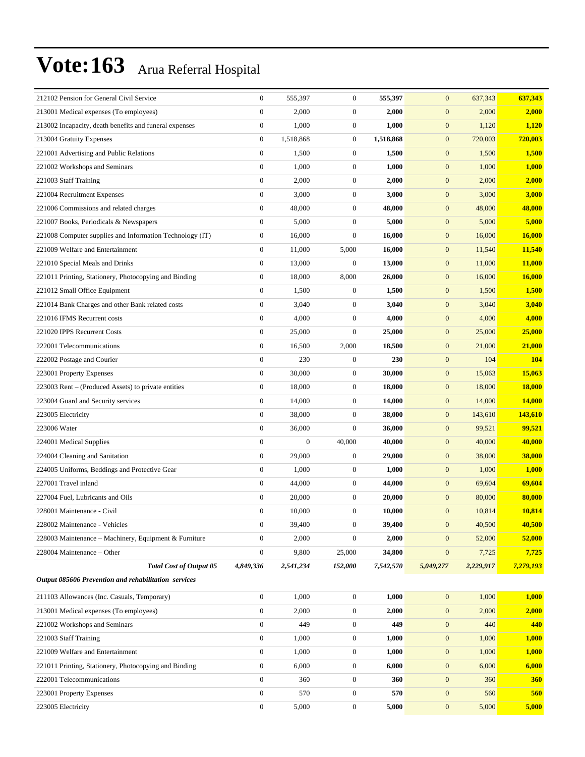# Vote:163 Arua Referral Hospital

| | | | | | | | |
|---|---|---|---|---|---|---|---|
| 212102 Pension for General Civil Service | 0 | 555,397 | 0 | **555,397** | 0 | 637,343 | **637,343** |
| 213001 Medical expenses (To employees) | 0 | 2,000 | 0 | **2,000** | 0 | 2,000 | **2,000** |
| 213002 Incapacity, death benefits and funeral expenses | 0 | 1,000 | 0 | **1,000** | 0 | 1,120 | **1,120** |
| 213004 Gratuity Expenses | 0 | 1,518,868 | 0 | **1,518,868** | 0 | 720,003 | **720,003** |
| 221001 Advertising and Public Relations | 0 | 1,500 | 0 | **1,500** | 0 | 1,500 | **1,500** |
| 221002 Workshops and Seminars | 0 | 1,000 | 0 | **1,000** | 0 | 1,000 | **1,000** |
| 221003 Staff Training | 0 | 2,000 | 0 | **2,000** | 0 | 2,000 | **2,000** |
| 221004 Recruitment Expenses | 0 | 3,000 | 0 | **3,000** | 0 | 3,000 | **3,000** |
| 221006 Commissions and related charges | 0 | 48,000 | 0 | **48,000** | 0 | 48,000 | **48,000** |
| 221007 Books, Periodicals & Newspapers | 0 | 5,000 | 0 | **5,000** | 0 | 5,000 | **5,000** |
| 221008 Computer supplies and Information Technology (IT) | 0 | 16,000 | 0 | **16,000** | 0 | 16,000 | **16,000** |
| 221009 Welfare and Entertainment | 0 | 11,000 | 5,000 | **16,000** | 0 | 11,540 | **11,540** |
| 221010 Special Meals and Drinks | 0 | 13,000 | 0 | **13,000** | 0 | 11,000 | **11,000** |
| 221011 Printing, Stationery, Photocopying and Binding | 0 | 18,000 | 8,000 | **26,000** | 0 | 16,000 | **16,000** |
| 221012 Small Office Equipment | 0 | 1,500 | 0 | **1,500** | 0 | 1,500 | **1,500** |
| 221014 Bank Charges and other Bank related costs | 0 | 3,040 | 0 | **3,040** | 0 | 3,040 | **3,040** |
| 221016 IFMS Recurrent costs | 0 | 4,000 | 0 | **4,000** | 0 | 4,000 | **4,000** |
| 221020 IPPS Recurrent Costs | 0 | 25,000 | 0 | **25,000** | 0 | 25,000 | **25,000** |
| 222001 Telecommunications | 0 | 16,500 | 2,000 | **18,500** | 0 | 21,000 | **21,000** |
| 222002 Postage and Courier | 0 | 230 | 0 | **230** | 0 | 104 | **104** |
| 223001 Property Expenses | 0 | 30,000 | 0 | **30,000** | 0 | 15,063 | **15,063** |
| 223003 Rent – (Produced Assets) to private entities | 0 | 18,000 | 0 | **18,000** | 0 | 18,000 | **18,000** |
| 223004 Guard and Security services | 0 | 14,000 | 0 | **14,000** | 0 | 14,000 | **14,000** |
| 223005 Electricity | 0 | 38,000 | 0 | **38,000** | 0 | 143,610 | **143,610** |
| 223006 Water | 0 | 36,000 | 0 | **36,000** | 0 | 99,521 | **99,521** |
| 224001 Medical Supplies | 0 | 0 | 40,000 | **40,000** | 0 | 40,000 | **40,000** |
| 224004 Cleaning and Sanitation | 0 | 29,000 | 0 | **29,000** | 0 | 38,000 | **38,000** |
| 224005 Uniforms, Beddings and Protective Gear | 0 | 1,000 | 0 | **1,000** | 0 | 1,000 | **1,000** |
| 227001 Travel inland | 0 | 44,000 | 0 | **44,000** | 0 | 69,604 | **69,604** |
| 227004 Fuel, Lubricants and Oils | 0 | 20,000 | 0 | **20,000** | 0 | 80,000 | **80,000** |
| 228001 Maintenance - Civil | 0 | 10,000 | 0 | **10,000** | 0 | 10,814 | **10,814** |
| 228002 Maintenance - Vehicles | 0 | 39,400 | 0 | **39,400** | 0 | 40,500 | **40,500** |
| 228003 Maintenance – Machinery, Equipment & Furniture | 0 | 2,000 | 0 | **2,000** | 0 | 52,000 | **52,000** |
| 228004 Maintenance – Other | 0 | 9,800 | 25,000 | **34,800** | 0 | 7,725 | **7,725** |
| ***Total Cost of Output 05*** | ***4,849,336*** | ***2,541,234*** | ***152,000*** | ***7,542,570*** | ***5,049,277*** | ***2,229,917*** | ***7,279,193*** |
| ***Output 085606 Prevention and rehabilitation services*** | | | | | | | |
| 211103 Allowances (Inc. Casuals, Temporary) | 0 | 1,000 | 0 | **1,000** | 0 | 1,000 | **1,000** |
| 213001 Medical expenses (To employees) | 0 | 2,000 | 0 | **2,000** | 0 | 2,000 | **2,000** |
| 221002 Workshops and Seminars | 0 | 449 | 0 | **449** | 0 | 440 | **440** |
| 221003 Staff Training | 0 | 1,000 | 0 | **1,000** | 0 | 1,000 | **1,000** |
| 221009 Welfare and Entertainment | 0 | 1,000 | 0 | **1,000** | 0 | 1,000 | **1,000** |
| 221011 Printing, Stationery, Photocopying and Binding | 0 | 6,000 | 0 | **6,000** | 0 | 6,000 | **6,000** |
| 222001 Telecommunications | 0 | 360 | 0 | **360** | 0 | 360 | **360** |
| 223001 Property Expenses | 0 | 570 | 0 | **570** | 0 | 560 | **560** |
| 223005 Electricity | 0 | 5,000 | 0 | **5,000** | 0 | 5,000 | **5,000** |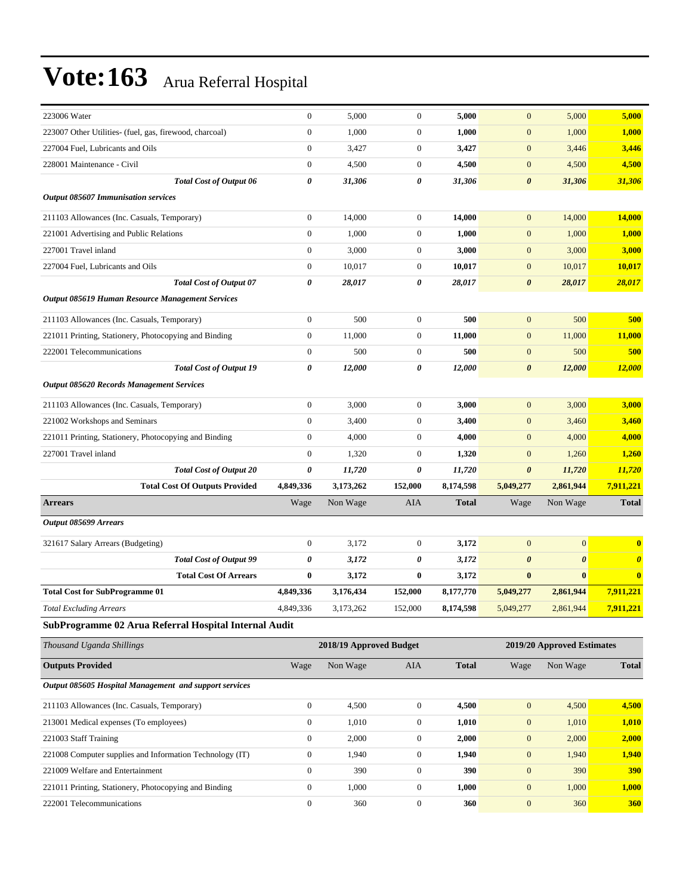# Vote:163 Arua Referral Hospital

| | | | | | | | |
|---|---|---|---|---|---|---|---|
| 223006 Water | 0 | 5,000 | 0 | **5,000** | 0 | 5,000 | **5,000** |
| 223007 Other Utilities- (fuel, gas, firewood, charcoal) | 0 | 1,000 | 0 | **1,000** | 0 | 1,000 | **1,000** |
| 227004 Fuel, Lubricants and Oils | 0 | 3,427 | 0 | **3,427** | 0 | 3,446 | **3,446** |
| 228001 Maintenance - Civil | 0 | 4,500 | 0 | **4,500** | 0 | 4,500 | **4,500** |
| ***Total Cost of Output 06*** | ***0*** | ***31,306*** | ***0*** | ***31,306*** | ***0*** | ***31,306*** | ***31,306*** |
| ***Output 085607 Immunisation services*** | | | | | | | |
| 211103 Allowances (Inc. Casuals, Temporary) | 0 | 14,000 | 0 | **14,000** | 0 | 14,000 | **14,000** |
| 221001 Advertising and Public Relations | 0 | 1,000 | 0 | **1,000** | 0 | 1,000 | **1,000** |
| 227001 Travel inland | 0 | 3,000 | 0 | **3,000** | 0 | 3,000 | **3,000** |
| 227004 Fuel, Lubricants and Oils | 0 | 10,017 | 0 | **10,017** | 0 | 10,017 | **10,017** |
| ***Total Cost of Output 07*** | ***0*** | ***28,017*** | ***0*** | ***28,017*** | ***0*** | ***28,017*** | ***28,017*** |
| ***Output 085619 Human Resource Management Services*** | | | | | | | |
| 211103 Allowances (Inc. Casuals, Temporary) | 0 | 500 | 0 | **500** | 0 | 500 | **500** |
| 221011 Printing, Stationery, Photocopying and Binding | 0 | 11,000 | 0 | **11,000** | 0 | 11,000 | **11,000** |
| 222001 Telecommunications | 0 | 500 | 0 | **500** | 0 | 500 | **500** |
| ***Total Cost of Output 19*** | ***0*** | ***12,000*** | ***0*** | ***12,000*** | ***0*** | ***12,000*** | ***12,000*** |
| ***Output 085620 Records Management Services*** | | | | | | | |
| 211103 Allowances (Inc. Casuals, Temporary) | 0 | 3,000 | 0 | **3,000** | 0 | 3,000 | **3,000** |
| 221002 Workshops and Seminars | 0 | 3,400 | 0 | **3,400** | 0 | 3,460 | **3,460** |
| 221011 Printing, Stationery, Photocopying and Binding | 0 | 4,000 | 0 | **4,000** | 0 | 4,000 | **4,000** |
| 227001 Travel inland | 0 | 1,320 | 0 | **1,320** | 0 | 1,260 | **1,260** |
| ***Total Cost of Output 20*** | ***0*** | ***11,720*** | ***0*** | ***11,720*** | ***0*** | ***11,720*** | ***11,720*** |
| **Total Cost Of Outputs Provided** | **4,849,336** | **3,173,262** | **152,000** | **8,174,598** | **5,049,277** | **2,861,944** | **7,911,221** |
| **Arrears** | Wage | Non Wage | AIA | **Total** | Wage | Non Wage | **Total** |
| ***Output 085699 Arrears*** | | | | | | | |
| 321617 Salary Arrears (Budgeting) | 0 | 3,172 | 0 | **3,172** | 0 | 0 | **0** |
| ***Total Cost of Output 99*** | ***0*** | ***3,172*** | ***0*** | ***3,172*** | ***0*** | ***0*** | ***0*** |
| **Total Cost Of Arrears** | **0** | **3,172** | **0** | **3,172** | **0** | **0** | **0** |
| **Total Cost for SubProgramme 01** | **4,849,336** | **3,176,434** | **152,000** | **8,177,770** | **5,049,277** | **2,861,944** | **7,911,221** |
| *Total Excluding Arrears* | 4,849,336 | 3,173,262 | 152,000 | **8,174,598** | 5,049,277 | 2,861,944 | **7,911,221** |

### SubProgramme 02 Arua Referral Hospital Internal Audit

| *Thousand Uganda Shillings* | | 2018/19 Approved Budget | | | | 2019/20 Approved Estimates | |
|---|---|---|---|---|---|---|---|
| **Outputs Provided** | Wage | Non Wage | AIA | **Total** | Wage | Non Wage | **Total** |
| ***Output 085605 Hospital Management and support services*** | | | | | | | |
| 211103 Allowances (Inc. Casuals, Temporary) | 0 | 4,500 | 0 | **4,500** | 0 | 4,500 | **4,500** |
| 213001 Medical expenses (To employees) | 0 | 1,010 | 0 | **1,010** | 0 | 1,010 | **1,010** |
| 221003 Staff Training | 0 | 2,000 | 0 | **2,000** | 0 | 2,000 | **2,000** |
| 221008 Computer supplies and Information Technology (IT) | 0 | 1,940 | 0 | **1,940** | 0 | 1,940 | **1,940** |
| 221009 Welfare and Entertainment | 0 | 390 | 0 | **390** | 0 | 390 | **390** |
| 221011 Printing, Stationery, Photocopying and Binding | 0 | 1,000 | 0 | **1,000** | 0 | 1,000 | **1,000** |
| 222001 Telecommunications | 0 | 360 | 0 | **360** | 0 | 360 | **360** |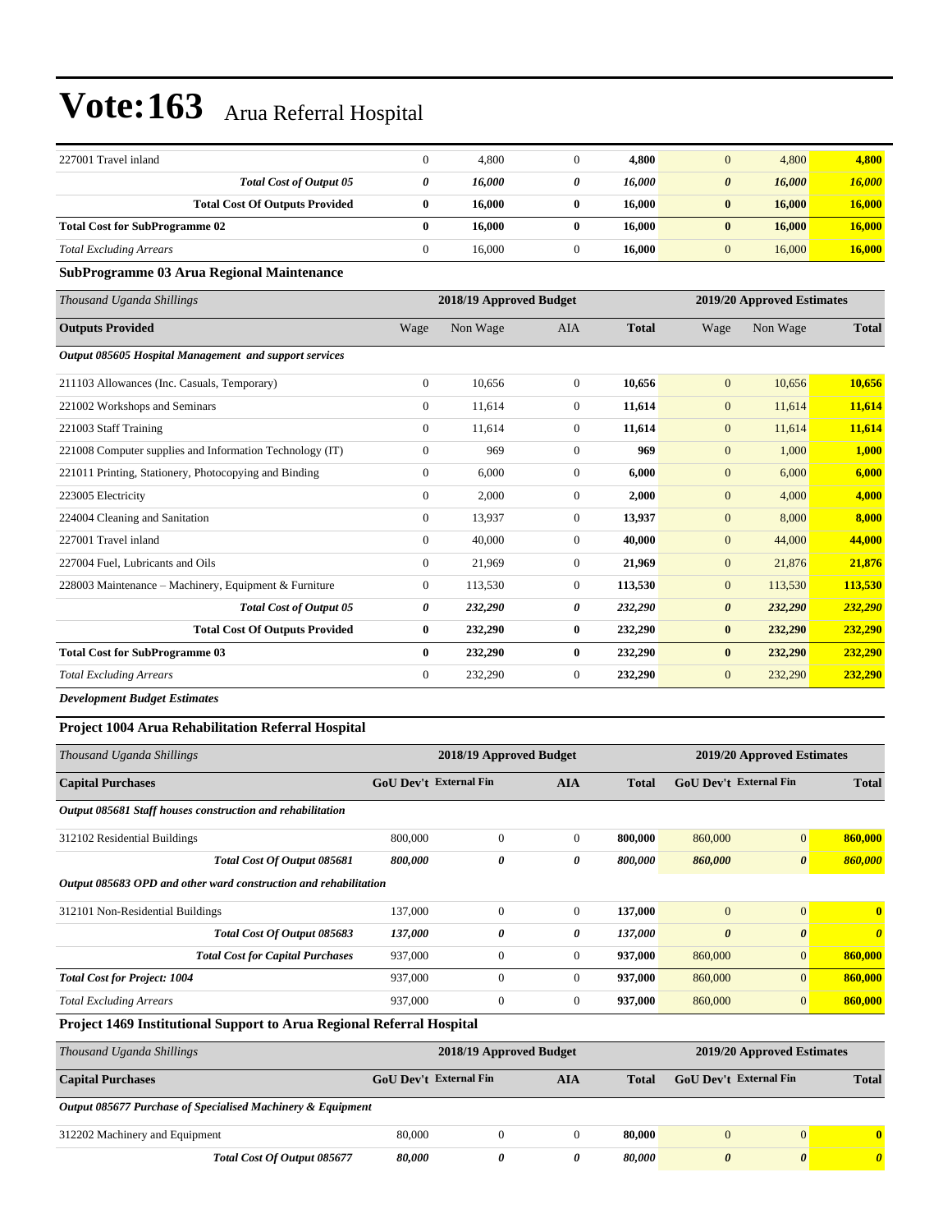# Vote:163 Arua Referral Hospital

| | | | | | | | |
|---|---|---|---|---|---|---|---|
| 227001 Travel inland | 0 | 4,800 | 0 | **4,800** | 0 | 4,800 | **4,800** |
| ***Total Cost of Output 05*** | ***0*** | ***16,000*** | ***0*** | ***16,000*** | ***0*** | ***16,000*** | ***16,000*** |
| **Total Cost Of Outputs Provided** | **0** | **16,000** | **0** | **16,000** | **0** | **16,000** | **16,000** |
| **Total Cost for SubProgramme 02** | **0** | **16,000** | **0** | **16,000** | **0** | **16,000** | **16,000** |
| *Total Excluding Arrears* | 0 | 16,000 | 0 | **16,000** | 0 | 16,000 | **16,000** |

**SubProgramme 03 Arua Regional Maintenance**

| *Thousand Uganda Shillings* | 2018/19 Approved Budget | | | | 2019/20 Approved Estimates | | |
|---|---|---|---|---|---|---|---|
| **Outputs Provided** | Wage | Non Wage | AIA | **Total** | Wage | Non Wage | **Total** |
| ***Output 085605 Hospital Management and support services*** | | | | | | | |
| 211103 Allowances (Inc. Casuals, Temporary) | 0 | 10,656 | 0 | **10,656** | 0 | 10,656 | **10,656** |
| 221002 Workshops and Seminars | 0 | 11,614 | 0 | **11,614** | 0 | 11,614 | **11,614** |
| 221003 Staff Training | 0 | 11,614 | 0 | **11,614** | 0 | 11,614 | **11,614** |
| 221008 Computer supplies and Information Technology (IT) | 0 | 969 | 0 | **969** | 0 | 1,000 | **1,000** |
| 221011 Printing, Stationery, Photocopying and Binding | 0 | 6,000 | 0 | **6,000** | 0 | 6,000 | **6,000** |
| 223005 Electricity | 0 | 2,000 | 0 | **2,000** | 0 | 4,000 | **4,000** |
| 224004 Cleaning and Sanitation | 0 | 13,937 | 0 | **13,937** | 0 | 8,000 | **8,000** |
| 227001 Travel inland | 0 | 40,000 | 0 | **40,000** | 0 | 44,000 | **44,000** |
| 227004 Fuel, Lubricants and Oils | 0 | 21,969 | 0 | **21,969** | 0 | 21,876 | **21,876** |
| 228003 Maintenance – Machinery, Equipment & Furniture | 0 | 113,530 | 0 | **113,530** | 0 | 113,530 | **113,530** |
| ***Total Cost of Output 05*** | ***0*** | ***232,290*** | ***0*** | ***232,290*** | ***0*** | ***232,290*** | ***232,290*** |
| **Total Cost Of Outputs Provided** | **0** | **232,290** | **0** | **232,290** | **0** | **232,290** | **232,290** |
| **Total Cost for SubProgramme 03** | **0** | **232,290** | **0** | **232,290** | **0** | **232,290** | **232,290** |
| *Total Excluding Arrears* | 0 | 232,290 | 0 | **232,290** | 0 | 232,290 | **232,290** |

***Development Budget Estimates***

**Project 1004 Arua Rehabilitation Referral Hospital**

| *Thousand Uganda Shillings* | 2018/19 Approved Budget | | | | 2019/20 Approved Estimates | | |
|---|---|---|---|---|---|---|---|
| **Capital Purchases** | **GoU Dev't** | **External Fin** | **AIA** | **Total** | **GoU Dev't** | **External Fin** | **Total** |
| ***Output 085681 Staff houses construction and rehabilitation*** | | | | | | | |
| 312102 Residential Buildings | 800,000 | 0 | 0 | **800,000** | 860,000 | 0 | **860,000** |
| ***Total Cost Of Output 085681*** | ***800,000*** | ***0*** | ***0*** | ***800,000*** | ***860,000*** | ***0*** | ***860,000*** |
| ***Output 085683 OPD and other ward construction and rehabilitation*** | | | | | | | |
| 312101 Non-Residential Buildings | 137,000 | 0 | 0 | **137,000** | 0 | 0 | **0** |
| ***Total Cost Of Output 085683*** | ***137,000*** | ***0*** | ***0*** | ***137,000*** | ***0*** | ***0*** | ***0*** |
| ***Total Cost for Capital Purchases*** | 937,000 | 0 | 0 | **937,000** | 860,000 | 0 | **860,000** |
| ***Total Cost for Project: 1004*** | 937,000 | 0 | 0 | **937,000** | 860,000 | 0 | **860,000** |
| *Total Excluding Arrears* | 937,000 | 0 | 0 | **937,000** | 860,000 | 0 | **860,000** |

**Project 1469 Institutional Support to Arua Regional Referral Hospital**

| *Thousand Uganda Shillings* | 2018/19 Approved Budget | | | | 2019/20 Approved Estimates | | |
|---|---|---|---|---|---|---|---|
| **Capital Purchases** | **GoU Dev't** | **External Fin** | **AIA** | **Total** | **GoU Dev't** | **External Fin** | **Total** |
| ***Output 085677 Purchase of Specialised Machinery & Equipment*** | | | | | | | |
| 312202 Machinery and Equipment | 80,000 | 0 | 0 | **80,000** | 0 | 0 | **0** |
| ***Total Cost Of Output 085677*** | ***80,000*** | ***0*** | ***0*** | ***80,000*** | ***0*** | ***0*** | ***0*** |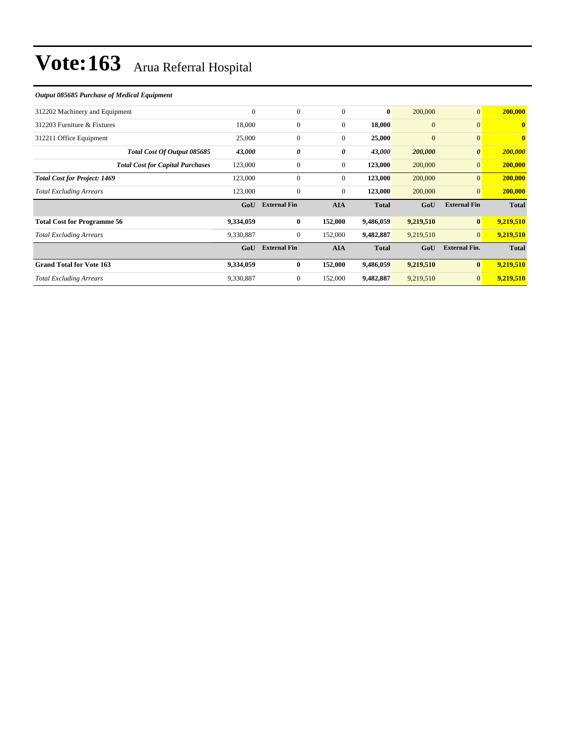# Vote:163 Arua Referral Hospital

***Output 085685 Purchase of Medical Equipment***

| | | | | | | | |
|---|---|---|---|---|---|---|---|
| 312202 Machinery and Equipment | 0 | 0 | 0 | **0** | 200,000 | 0 | **200,000** |
| 312203 Furniture & Fixtures | 18,000 | 0 | 0 | **18,000** | 0 | 0 | **0** |
| 312211 Office Equipment | 25,000 | 0 | 0 | **25,000** | 0 | 0 | **0** |
| ***Total Cost Of Output 085685*** | ***43,000*** | ***0*** | ***0*** | ***43,000*** | ***200,000*** | ***0*** | ***200,000*** |
| ***Total Cost for Capital Purchases*** | 123,000 | 0 | 0 | **123,000** | 200,000 | 0 | **200,000** |
| ***Total Cost for Project: 1469*** | 123,000 | 0 | 0 | **123,000** | 200,000 | 0 | **200,000** |
| *Total Excluding Arrears* | 123,000 | 0 | 0 | **123,000** | 200,000 | 0 | **200,000** |
| | **GoU** | **External Fin** | **AIA** | **Total** | **GoU** | **External Fin** | **Total** |
| **Total Cost for Programme 56** | **9,334,059** | **0** | **152,000** | **9,486,059** | **9,219,510** | **0** | **9,219,510** |
| *Total Excluding Arrears* | 9,330,887 | 0 | 152,000 | **9,482,887** | 9,219,510 | 0 | **9,219,510** |
| | **GoU** | **External Fin** | **AIA** | **Total** | **GoU** | **External Fin.** | **Total** |
| **Grand Total for Vote 163** | **9,334,059** | **0** | **152,000** | **9,486,059** | **9,219,510** | **0** | **9,219,510** |
| *Total Excluding Arrears* | 9,330,887 | 0 | 152,000 | **9,482,887** | 9,219,510 | 0 | **9,219,510** |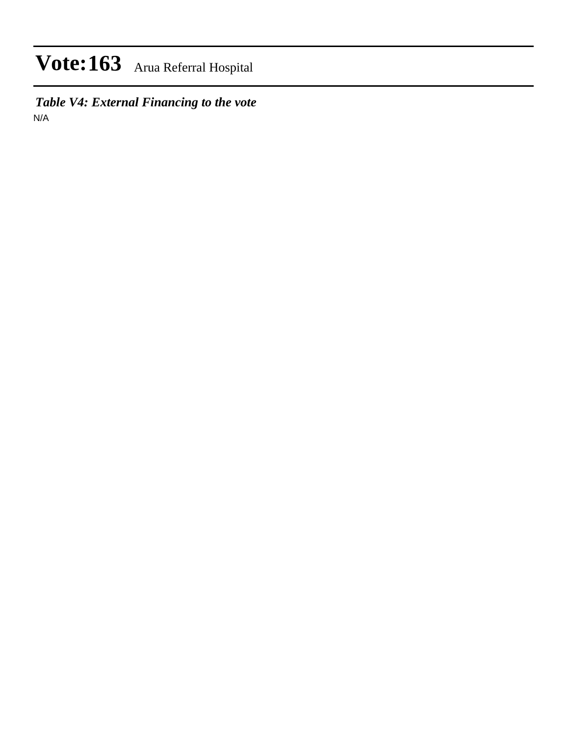# Vote:163 Arua Referral Hospital

***Table V4: External Financing to the vote***

N/A